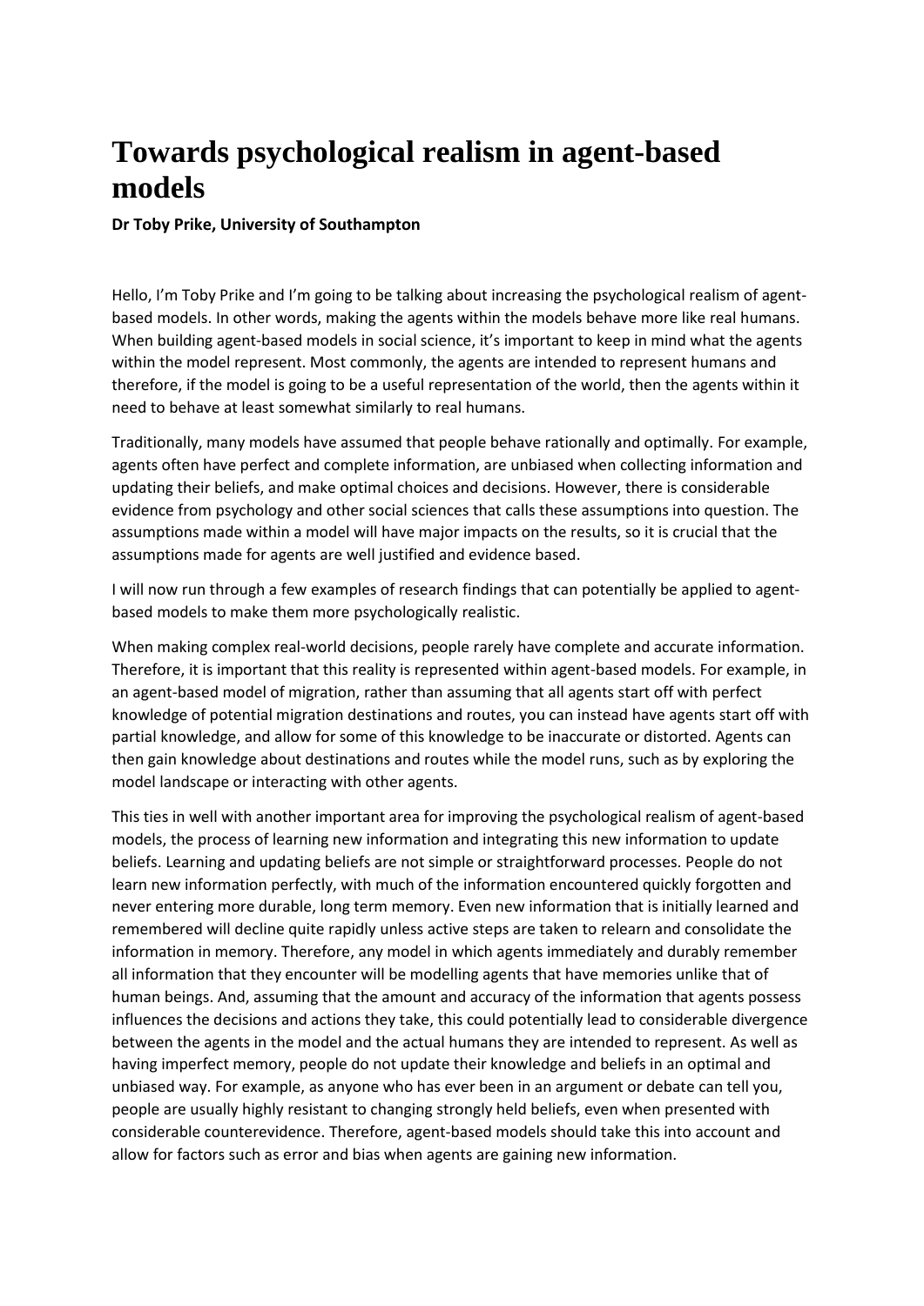# Towards psychological realism in agent-based models

**Dr Toby Prike, University of Southampton**

Hello, I'm Toby Prike and I'm going to be talking about increasing the psychological realism of agent-based models. In other words, making the agents within the models behave more like real humans. When building agent-based models in social science, it's important to keep in mind what the agents within the model represent. Most commonly, the agents are intended to represent humans and therefore, if the model is going to be a useful representation of the world, then the agents within it need to behave at least somewhat similarly to real humans.

Traditionally, many models have assumed that people behave rationally and optimally. For example, agents often have perfect and complete information, are unbiased when collecting information and updating their beliefs, and make optimal choices and decisions. However, there is considerable evidence from psychology and other social sciences that calls these assumptions into question. The assumptions made within a model will have major impacts on the results, so it is crucial that the assumptions made for agents are well justified and evidence based.

I will now run through a few examples of research findings that can potentially be applied to agent-based models to make them more psychologically realistic.

When making complex real-world decisions, people rarely have complete and accurate information. Therefore, it is important that this reality is represented within agent-based models. For example, in an agent-based model of migration, rather than assuming that all agents start off with perfect knowledge of potential migration destinations and routes, you can instead have agents start off with partial knowledge, and allow for some of this knowledge to be inaccurate or distorted. Agents can then gain knowledge about destinations and routes while the model runs, such as by exploring the model landscape or interacting with other agents.

This ties in well with another important area for improving the psychological realism of agent-based models, the process of learning new information and integrating this new information to update beliefs. Learning and updating beliefs are not simple or straightforward processes. People do not learn new information perfectly, with much of the information encountered quickly forgotten and never entering more durable, long term memory. Even new information that is initially learned and remembered will decline quite rapidly unless active steps are taken to relearn and consolidate the information in memory. Therefore, any model in which agents immediately and durably remember all information that they encounter will be modelling agents that have memories unlike that of human beings. And, assuming that the amount and accuracy of the information that agents possess influences the decisions and actions they take, this could potentially lead to considerable divergence between the agents in the model and the actual humans they are intended to represent. As well as having imperfect memory, people do not update their knowledge and beliefs in an optimal and unbiased way. For example, as anyone who has ever been in an argument or debate can tell you, people are usually highly resistant to changing strongly held beliefs, even when presented with considerable counterevidence. Therefore, agent-based models should take this into account and allow for factors such as error and bias when agents are gaining new information.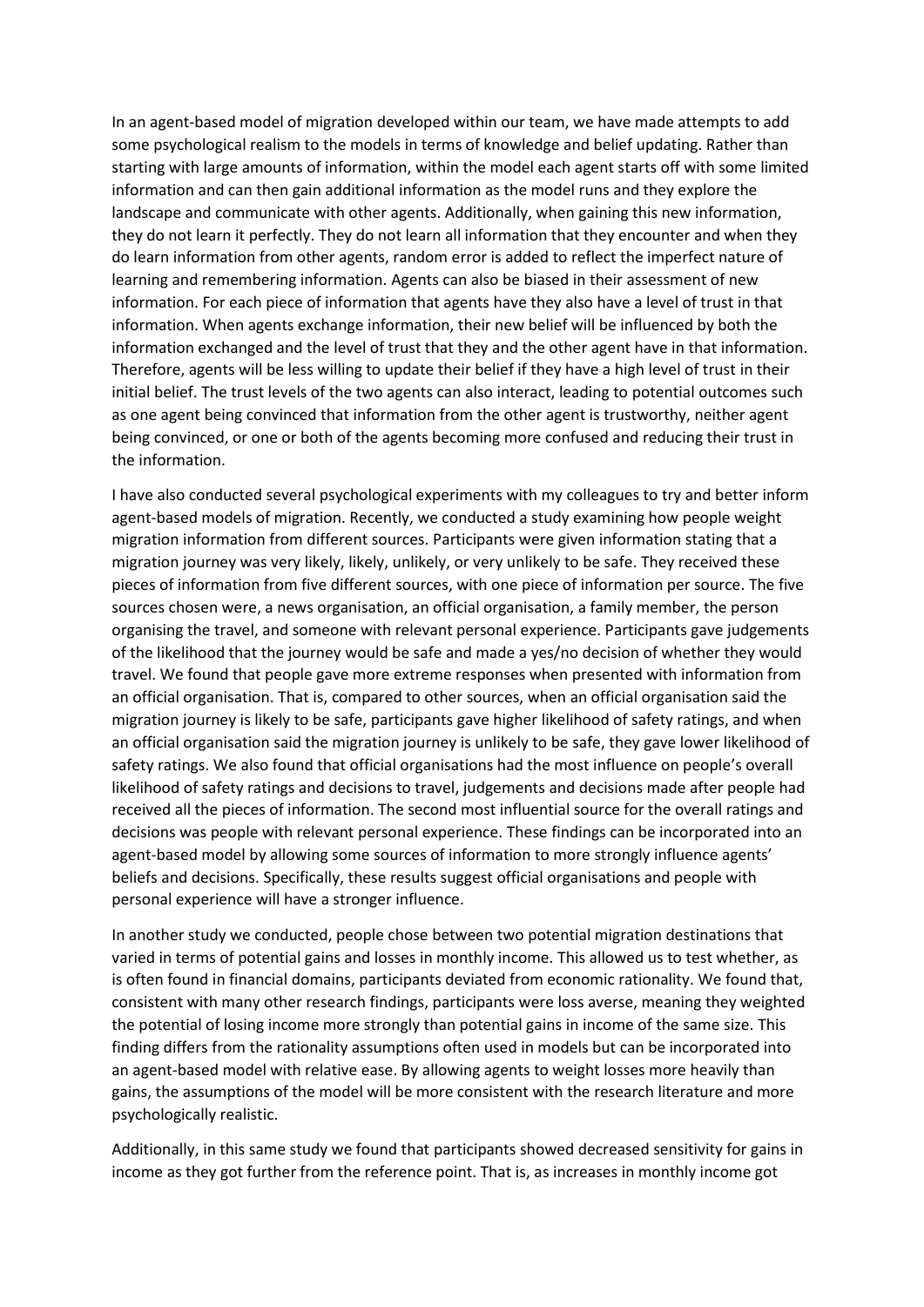In an agent-based model of migration developed within our team, we have made attempts to add some psychological realism to the models in terms of knowledge and belief updating. Rather than starting with large amounts of information, within the model each agent starts off with some limited information and can then gain additional information as the model runs and they explore the landscape and communicate with other agents. Additionally, when gaining this new information, they do not learn it perfectly. They do not learn all information that they encounter and when they do learn information from other agents, random error is added to reflect the imperfect nature of learning and remembering information. Agents can also be biased in their assessment of new information. For each piece of information that agents have they also have a level of trust in that information. When agents exchange information, their new belief will be influenced by both the information exchanged and the level of trust that they and the other agent have in that information. Therefore, agents will be less willing to update their belief if they have a high level of trust in their initial belief. The trust levels of the two agents can also interact, leading to potential outcomes such as one agent being convinced that information from the other agent is trustworthy, neither agent being convinced, or one or both of the agents becoming more confused and reducing their trust in the information.

I have also conducted several psychological experiments with my colleagues to try and better inform agent-based models of migration. Recently, we conducted a study examining how people weight migration information from different sources. Participants were given information stating that a migration journey was very likely, likely, unlikely, or very unlikely to be safe. They received these pieces of information from five different sources, with one piece of information per source. The five sources chosen were, a news organisation, an official organisation, a family member, the person organising the travel, and someone with relevant personal experience. Participants gave judgements of the likelihood that the journey would be safe and made a yes/no decision of whether they would travel. We found that people gave more extreme responses when presented with information from an official organisation. That is, compared to other sources, when an official organisation said the migration journey is likely to be safe, participants gave higher likelihood of safety ratings, and when an official organisation said the migration journey is unlikely to be safe, they gave lower likelihood of safety ratings. We also found that official organisations had the most influence on people's overall likelihood of safety ratings and decisions to travel, judgements and decisions made after people had received all the pieces of information. The second most influential source for the overall ratings and decisions was people with relevant personal experience. These findings can be incorporated into an agent-based model by allowing some sources of information to more strongly influence agents' beliefs and decisions. Specifically, these results suggest official organisations and people with personal experience will have a stronger influence.

In another study we conducted, people chose between two potential migration destinations that varied in terms of potential gains and losses in monthly income. This allowed us to test whether, as is often found in financial domains, participants deviated from economic rationality. We found that, consistent with many other research findings, participants were loss averse, meaning they weighted the potential of losing income more strongly than potential gains in income of the same size. This finding differs from the rationality assumptions often used in models but can be incorporated into an agent-based model with relative ease. By allowing agents to weight losses more heavily than gains, the assumptions of the model will be more consistent with the research literature and more psychologically realistic.

Additionally, in this same study we found that participants showed decreased sensitivity for gains in income as they got further from the reference point. That is, as increases in monthly income got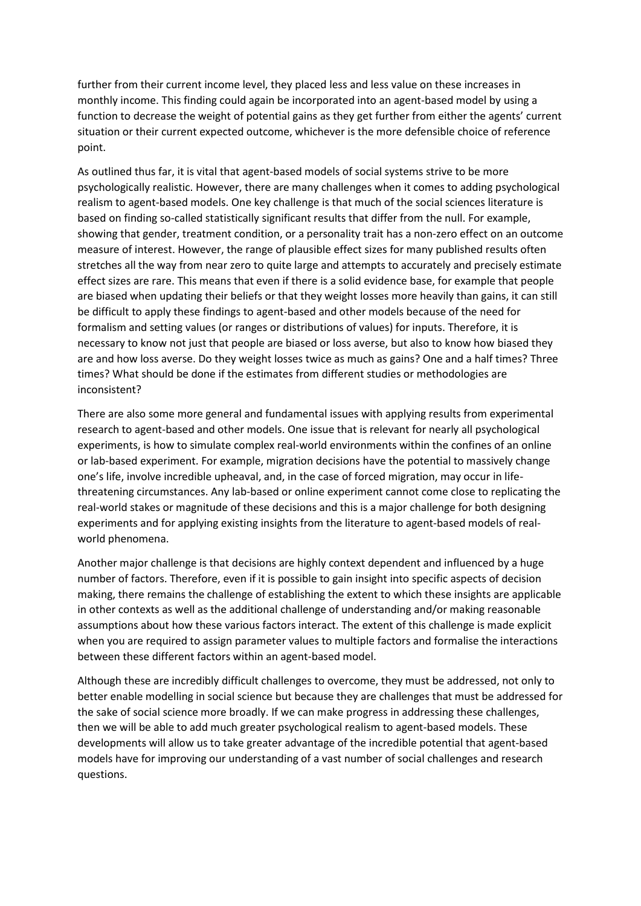further from their current income level, they placed less and less value on these increases in monthly income. This finding could again be incorporated into an agent-based model by using a function to decrease the weight of potential gains as they get further from either the agents' current situation or their current expected outcome, whichever is the more defensible choice of reference point.

As outlined thus far, it is vital that agent-based models of social systems strive to be more psychologically realistic. However, there are many challenges when it comes to adding psychological realism to agent-based models. One key challenge is that much of the social sciences literature is based on finding so-called statistically significant results that differ from the null. For example, showing that gender, treatment condition, or a personality trait has a non-zero effect on an outcome measure of interest. However, the range of plausible effect sizes for many published results often stretches all the way from near zero to quite large and attempts to accurately and precisely estimate effect sizes are rare. This means that even if there is a solid evidence base, for example that people are biased when updating their beliefs or that they weight losses more heavily than gains, it can still be difficult to apply these findings to agent-based and other models because of the need for formalism and setting values (or ranges or distributions of values) for inputs. Therefore, it is necessary to know not just that people are biased or loss averse, but also to know how biased they are and how loss averse. Do they weight losses twice as much as gains? One and a half times? Three times? What should be done if the estimates from different studies or methodologies are inconsistent?

There are also some more general and fundamental issues with applying results from experimental research to agent-based and other models. One issue that is relevant for nearly all psychological experiments, is how to simulate complex real-world environments within the confines of an online or lab-based experiment. For example, migration decisions have the potential to massively change one's life, involve incredible upheaval, and, in the case of forced migration, may occur in life-threatening circumstances. Any lab-based or online experiment cannot come close to replicating the real-world stakes or magnitude of these decisions and this is a major challenge for both designing experiments and for applying existing insights from the literature to agent-based models of real-world phenomena.

Another major challenge is that decisions are highly context dependent and influenced by a huge number of factors. Therefore, even if it is possible to gain insight into specific aspects of decision making, there remains the challenge of establishing the extent to which these insights are applicable in other contexts as well as the additional challenge of understanding and/or making reasonable assumptions about how these various factors interact. The extent of this challenge is made explicit when you are required to assign parameter values to multiple factors and formalise the interactions between these different factors within an agent-based model.

Although these are incredibly difficult challenges to overcome, they must be addressed, not only to better enable modelling in social science but because they are challenges that must be addressed for the sake of social science more broadly. If we can make progress in addressing these challenges, then we will be able to add much greater psychological realism to agent-based models. These developments will allow us to take greater advantage of the incredible potential that agent-based models have for improving our understanding of a vast number of social challenges and research questions.